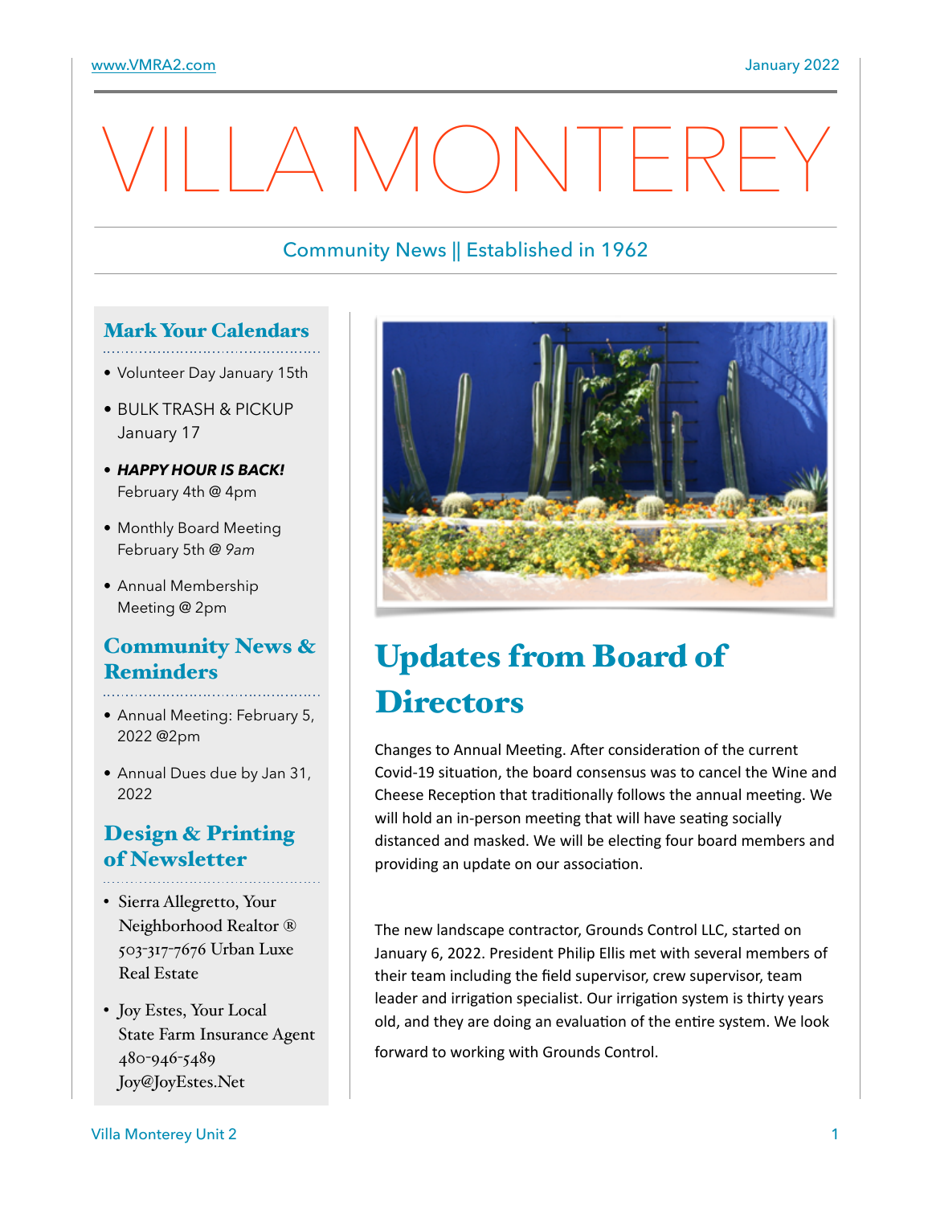# VILLA MONTEREY

Community News || Established in 1962

## Mark Your Calendars

- Volunteer Day January 15th
- BULK TRASH & PICKUP January 17
- ***HAPPY HOUR IS BACK!*** February 4th @ 4pm
- Monthly Board Meeting February 5th @ *9am*
- Annual Membership Meeting @ 2pm

## Community News & Reminders

- Annual Meeting: February 5, 2022 @2pm
- Annual Dues due by Jan 31, 2022

## Design & Printing of Newsletter

- Sierra Allegretto, Your Neighborhood Realtor ® 503-317-7676 Urban Luxe Real Estate
- Joy Estes, Your Local State Farm Insurance Agent 480-946-5489 Joy@JoyEstes.Net

# Updates from Board of Directors

Changes to Annual Meeting. After consideration of the current Covid-19 situation, the board consensus was to cancel the Wine and Cheese Reception that traditionally follows the annual meeting. We will hold an in-person meeting that will have seating socially distanced and masked. We will be electing four board members and providing an update on our association.

The new landscape contractor, Grounds Control LLC, started on January 6, 2022. President Philip Ellis met with several members of their team including the field supervisor, crew supervisor, team leader and irrigation specialist. Our irrigation system is thirty years old, and they are doing an evaluation of the entire system. We look forward to working with Grounds Control.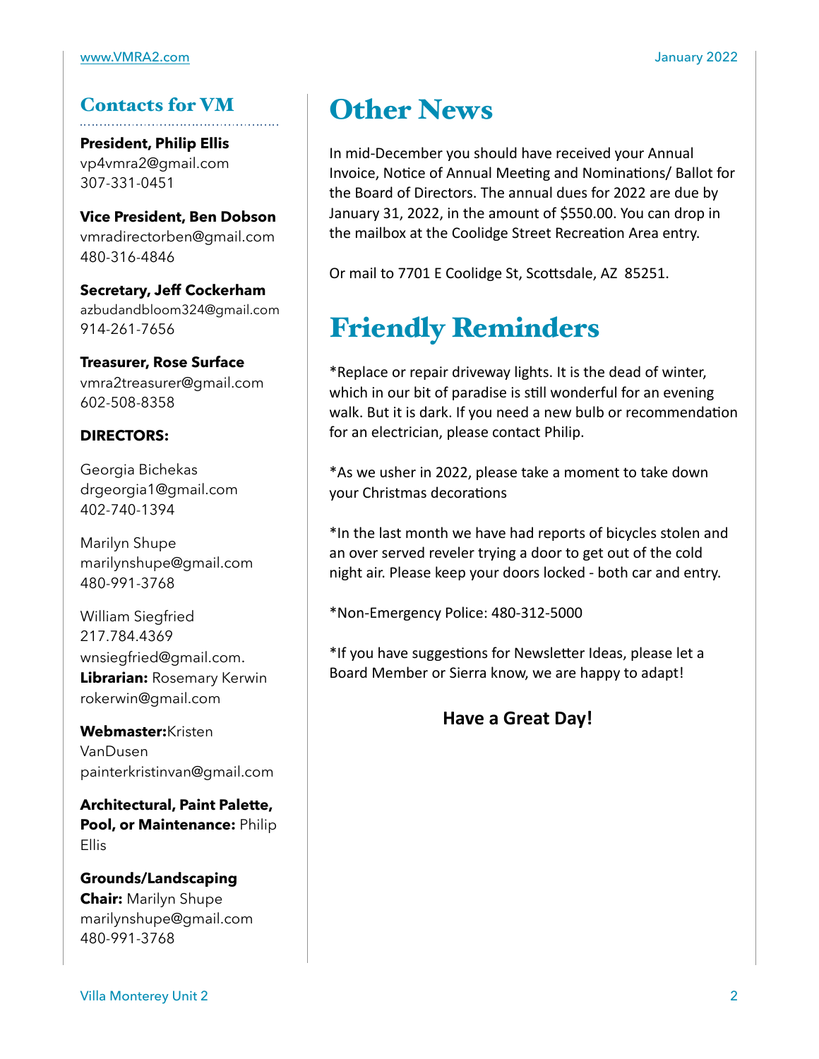## Contacts for VM

**President, Philip Ellis**
vp4vmra2@gmail.com
307-331-0451

**Vice President, Ben Dobson**
vmradirectorben@gmail.com
480-316-4846

**Secretary, Jeff Cockerham**
azbudandbloom324@gmail.com
914-261-7656

**Treasurer, Rose Surface**
vmra2treasurer@gmail.com
602-508-8358

**DIRECTORS:**

Georgia Bichekas
drgeorgia1@gmail.com
402-740-1394

Marilyn Shupe
marilynshupe@gmail.com
480-991-3768

William Siegfried
217.784.4369
wnsiegfried@gmail.com.
**Librarian:** Rosemary Kerwin
rokerwin@gmail.com

**Webmaster:**Kristen VanDusen
painterkristinvan@gmail.com

**Architectural, Paint Palette, Pool, or Maintenance:** Philip Ellis

**Grounds/Landscaping Chair:** Marilyn Shupe
marilynshupe@gmail.com
480-991-3768

# Other News

In mid-December you should have received your Annual Invoice, Notice of Annual Meeting and Nominations/ Ballot for the Board of Directors. The annual dues for 2022 are due by January 31, 2022, in the amount of $550.00. You can drop in the mailbox at the Coolidge Street Recreation Area entry.

Or mail to 7701 E Coolidge St, Scottsdale, AZ 85251.

# Friendly Reminders

*Replace or repair driveway lights. It is the dead of winter, which in our bit of paradise is still wonderful for an evening walk. But it is dark. If you need a new bulb or recommendation for an electrician, please contact Philip.

*As we usher in 2022, please take a moment to take down your Christmas decorations

*In the last month we have had reports of bicycles stolen and an over served reveler trying a door to get out of the cold night air. Please keep your doors locked - both car and entry.

*Non-Emergency Police: 480-312-5000

*If you have suggestions for Newsletter Ideas, please let a Board Member or Sierra know, we are happy to adapt!

**Have a Great Day!**